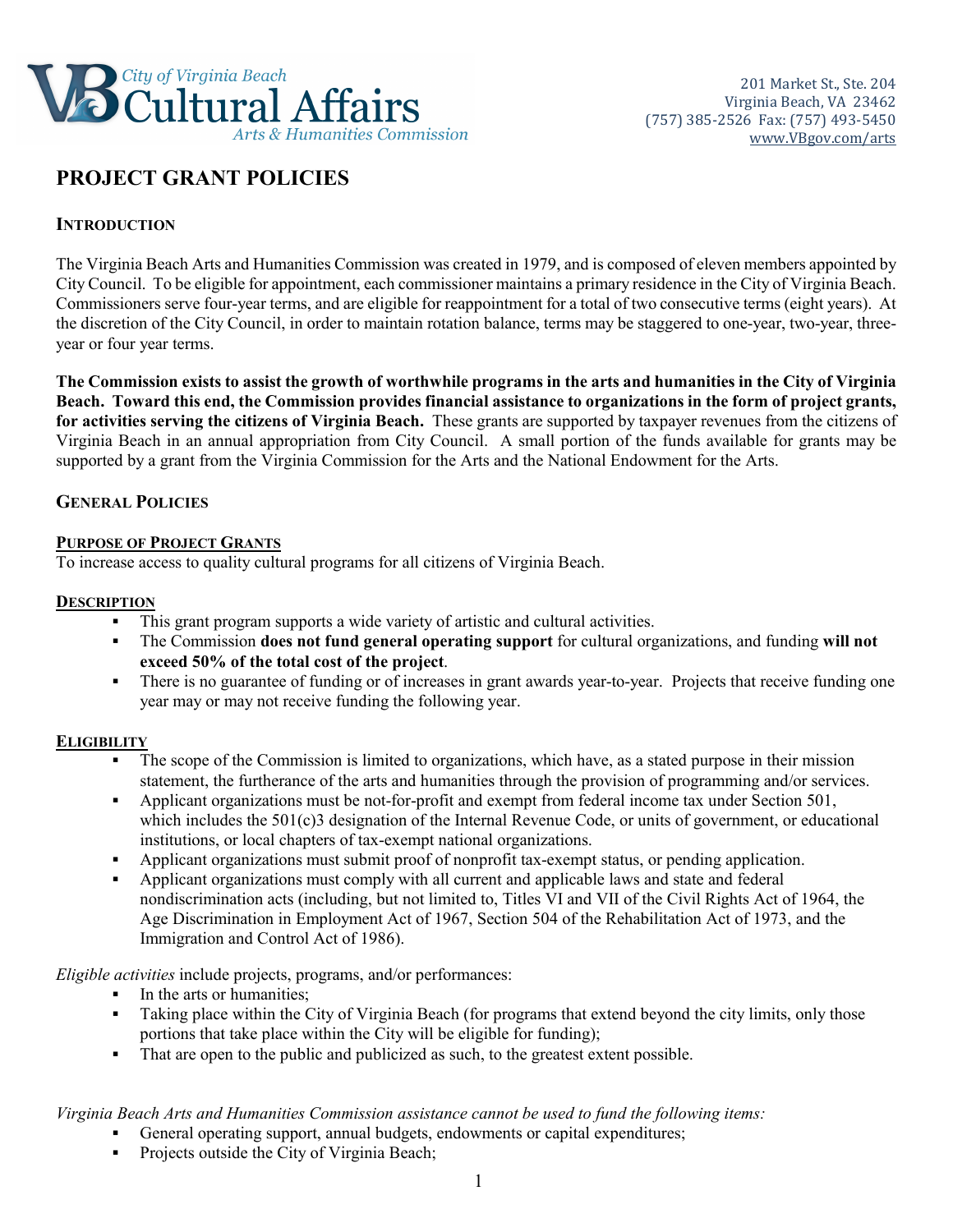City of Virginia Beach
Cultural Affairs
Arts & Humanities Commission

201 Market St., Ste. 204
Virginia Beach, VA 23462
(757) 385-2526 Fax: (757) 493-5450
www.VBgov.com/arts

# PROJECT GRANT POLICIES

## INTRODUCTION

The Virginia Beach Arts and Humanities Commission was created in 1979, and is composed of eleven members appointed by City Council. To be eligible for appointment, each commissioner maintains a primary residence in the City of Virginia Beach. Commissioners serve four-year terms, and are eligible for reappointment for a total of two consecutive terms (eight years). At the discretion of the City Council, in order to maintain rotation balance, terms may be staggered to one-year, two-year, three-year or four year terms.

**The Commission exists to assist the growth of worthwhile programs in the arts and humanities in the City of Virginia Beach. Toward this end, the Commission provides financial assistance to organizations in the form of project grants, for activities serving the citizens of Virginia Beach.** These grants are supported by taxpayer revenues from the citizens of Virginia Beach in an annual appropriation from City Council. A small portion of the funds available for grants may be supported by a grant from the Virginia Commission for the Arts and the National Endowment for the Arts.

## GENERAL POLICIES

### PURPOSE OF PROJECT GRANTS

To increase access to quality cultural programs for all citizens of Virginia Beach.

### DESCRIPTION

- This grant program supports a wide variety of artistic and cultural activities.
- The Commission **does not fund general operating support** for cultural organizations, and funding **will not exceed 50% of the total cost of the project**.
- There is no guarantee of funding or of increases in grant awards year-to-year. Projects that receive funding one year may or may not receive funding the following year.

### ELIGIBILITY

- The scope of the Commission is limited to organizations, which have, as a stated purpose in their mission statement, the furtherance of the arts and humanities through the provision of programming and/or services.
- Applicant organizations must be not-for-profit and exempt from federal income tax under Section 501, which includes the 501(c)3 designation of the Internal Revenue Code, or units of government, or educational institutions, or local chapters of tax-exempt national organizations.
- Applicant organizations must submit proof of nonprofit tax-exempt status, or pending application.
- Applicant organizations must comply with all current and applicable laws and state and federal nondiscrimination acts (including, but not limited to, Titles VI and VII of the Civil Rights Act of 1964, the Age Discrimination in Employment Act of 1967, Section 504 of the Rehabilitation Act of 1973, and the Immigration and Control Act of 1986).

*Eligible activities* include projects, programs, and/or performances:

- In the arts or humanities;
- Taking place within the City of Virginia Beach (for programs that extend beyond the city limits, only those portions that take place within the City will be eligible for funding);
- That are open to the public and publicized as such, to the greatest extent possible.

*Virginia Beach Arts and Humanities Commission assistance cannot be used to fund the following items:*

- General operating support, annual budgets, endowments or capital expenditures;
- Projects outside the City of Virginia Beach;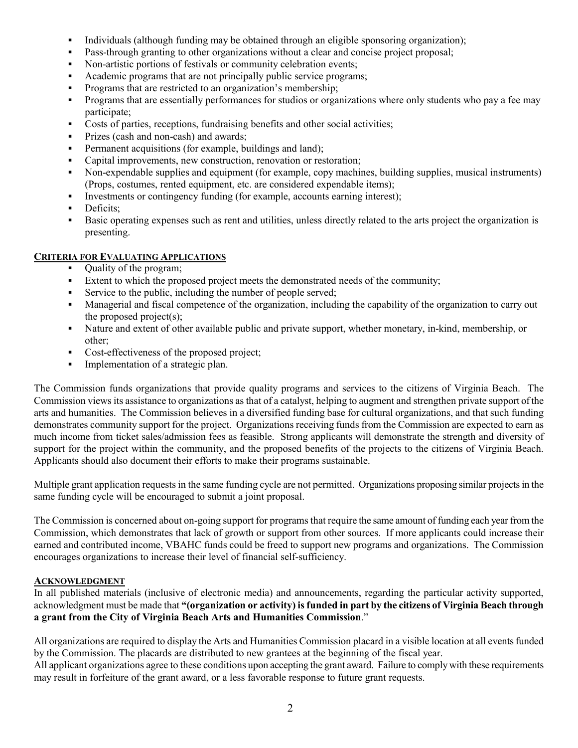- Individuals (although funding may be obtained through an eligible sponsoring organization);
- Pass-through granting to other organizations without a clear and concise project proposal;
- Non-artistic portions of festivals or community celebration events;
- Academic programs that are not principally public service programs;
- Programs that are restricted to an organization's membership;
- Programs that are essentially performances for studios or organizations where only students who pay a fee may participate;
- Costs of parties, receptions, fundraising benefits and other social activities;
- Prizes (cash and non-cash) and awards;
- Permanent acquisitions (for example, buildings and land);
- Capital improvements, new construction, renovation or restoration;
- Non-expendable supplies and equipment (for example, copy machines, building supplies, musical instruments) (Props, costumes, rented equipment, etc. are considered expendable items);
- Investments or contingency funding (for example, accounts earning interest);
- Deficits;
- Basic operating expenses such as rent and utilities, unless directly related to the arts project the organization is presenting.

## CRITERIA FOR EVALUATING APPLICATIONS

- Quality of the program;
- Extent to which the proposed project meets the demonstrated needs of the community;
- Service to the public, including the number of people served;
- Managerial and fiscal competence of the organization, including the capability of the organization to carry out the proposed project(s);
- Nature and extent of other available public and private support, whether monetary, in-kind, membership, or other;
- Cost-effectiveness of the proposed project;
- Implementation of a strategic plan.

The Commission funds organizations that provide quality programs and services to the citizens of Virginia Beach. The Commission views its assistance to organizations as that of a catalyst, helping to augment and strengthen private support of the arts and humanities. The Commission believes in a diversified funding base for cultural organizations, and that such funding demonstrates community support for the project. Organizations receiving funds from the Commission are expected to earn as much income from ticket sales/admission fees as feasible. Strong applicants will demonstrate the strength and diversity of support for the project within the community, and the proposed benefits of the projects to the citizens of Virginia Beach. Applicants should also document their efforts to make their programs sustainable.

Multiple grant application requests in the same funding cycle are not permitted. Organizations proposing similar projects in the same funding cycle will be encouraged to submit a joint proposal.

The Commission is concerned about on-going support for programs that require the same amount of funding each year from the Commission, which demonstrates that lack of growth or support from other sources. If more applicants could increase their earned and contributed income, VBAHC funds could be freed to support new programs and organizations. The Commission encourages organizations to increase their level of financial self-sufficiency.

## ACKNOWLEDGMENT

In all published materials (inclusive of electronic media) and announcements, regarding the particular activity supported, acknowledgment must be made that **"(organization or activity) is funded in part by the citizens of Virginia Beach through a grant from the City of Virginia Beach Arts and Humanities Commission**."

All organizations are required to display the Arts and Humanities Commission placard in a visible location at all events funded by the Commission. The placards are distributed to new grantees at the beginning of the fiscal year.
All applicant organizations agree to these conditions upon accepting the grant award. Failure to comply with these requirements may result in forfeiture of the grant award, or a less favorable response to future grant requests.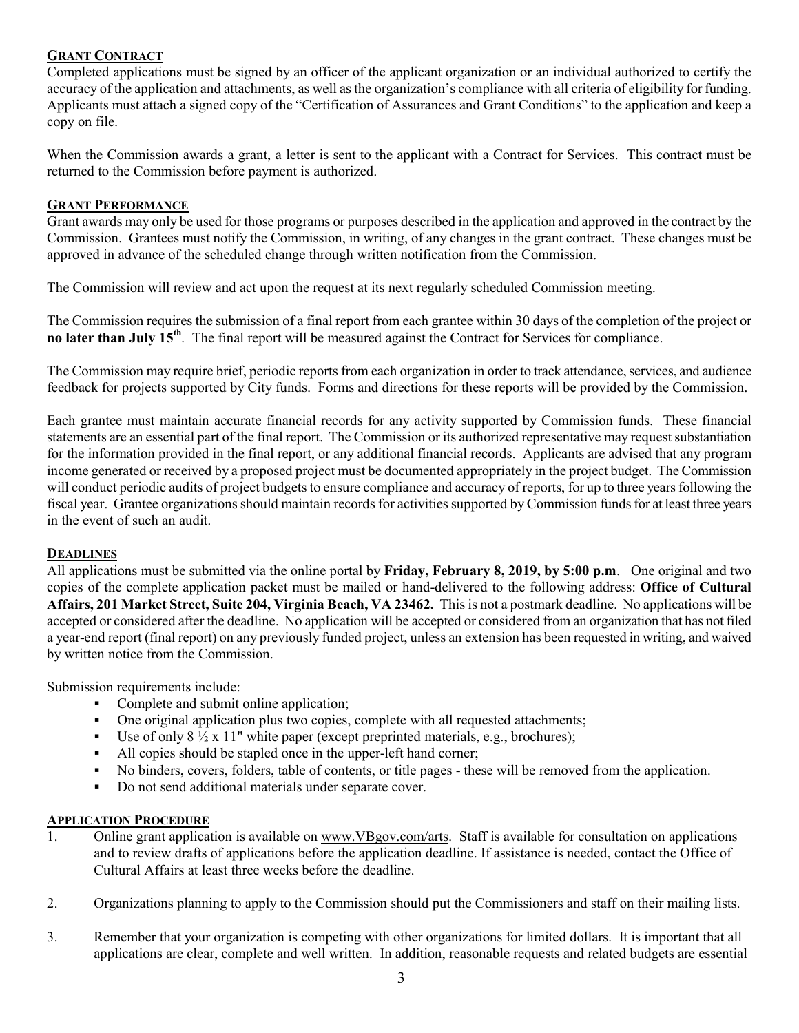## GRANT CONTRACT

Completed applications must be signed by an officer of the applicant organization or an individual authorized to certify the accuracy of the application and attachments, as well as the organization's compliance with all criteria of eligibility for funding. Applicants must attach a signed copy of the "Certification of Assurances and Grant Conditions" to the application and keep a copy on file.

When the Commission awards a grant, a letter is sent to the applicant with a Contract for Services. This contract must be returned to the Commission before payment is authorized.

## GRANT PERFORMANCE

Grant awards may only be used for those programs or purposes described in the application and approved in the contract by the Commission. Grantees must notify the Commission, in writing, of any changes in the grant contract. These changes must be approved in advance of the scheduled change through written notification from the Commission.

The Commission will review and act upon the request at its next regularly scheduled Commission meeting.

The Commission requires the submission of a final report from each grantee within 30 days of the completion of the project or **no later than July 15th**. The final report will be measured against the Contract for Services for compliance.

The Commission may require brief, periodic reports from each organization in order to track attendance, services, and audience feedback for projects supported by City funds. Forms and directions for these reports will be provided by the Commission.

Each grantee must maintain accurate financial records for any activity supported by Commission funds. These financial statements are an essential part of the final report. The Commission or its authorized representative may request substantiation for the information provided in the final report, or any additional financial records. Applicants are advised that any program income generated or received by a proposed project must be documented appropriately in the project budget. The Commission will conduct periodic audits of project budgets to ensure compliance and accuracy of reports, for up to three years following the fiscal year. Grantee organizations should maintain records for activities supported by Commission funds for at least three years in the event of such an audit.

## DEADLINES

All applications must be submitted via the online portal by **Friday, February 8, 2019, by 5:00 p.m**. One original and two copies of the complete application packet must be mailed or hand-delivered to the following address: **Office of Cultural Affairs, 201 Market Street, Suite 204, Virginia Beach, VA 23462.** This is not a postmark deadline. No applications will be accepted or considered after the deadline. No application will be accepted or considered from an organization that has not filed a year-end report (final report) on any previously funded project, unless an extension has been requested in writing, and waived by written notice from the Commission.

Submission requirements include:

- Complete and submit online application;
- One original application plus two copies, complete with all requested attachments;
- Use of only 8 ½ x 11" white paper (except preprinted materials, e.g., brochures);
- All copies should be stapled once in the upper-left hand corner;
- No binders, covers, folders, table of contents, or title pages - these will be removed from the application.
- Do not send additional materials under separate cover.

## APPLICATION PROCEDURE

1. Online grant application is available on www.VBgov.com/arts. Staff is available for consultation on applications and to review drafts of applications before the application deadline. If assistance is needed, contact the Office of Cultural Affairs at least three weeks before the deadline.

2. Organizations planning to apply to the Commission should put the Commissioners and staff on their mailing lists.

3. Remember that your organization is competing with other organizations for limited dollars. It is important that all applications are clear, complete and well written. In addition, reasonable requests and related budgets are essential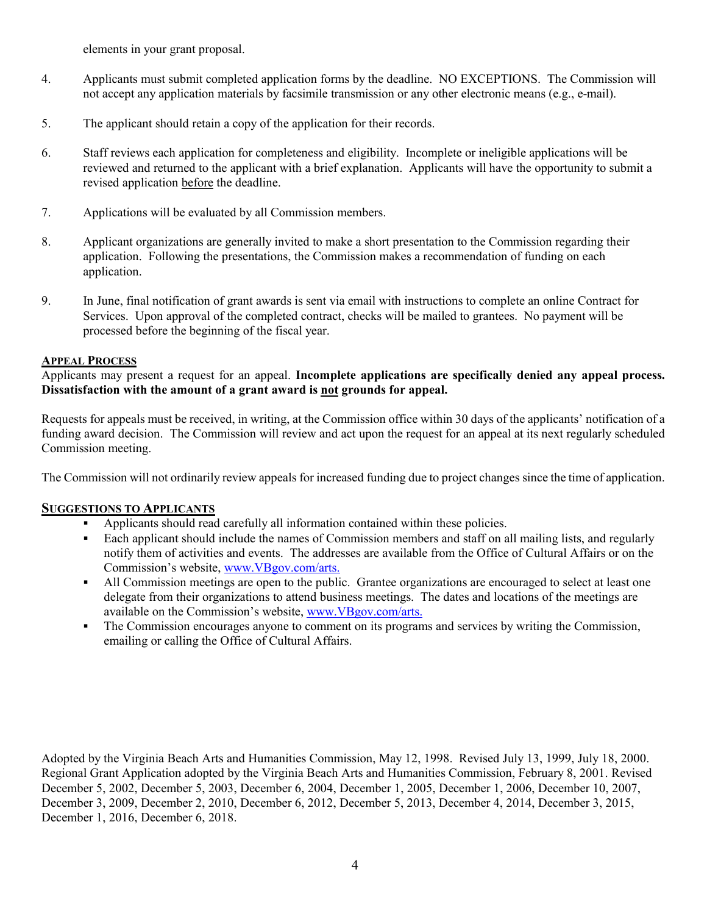elements in your grant proposal.

4. Applicants must submit completed application forms by the deadline. NO EXCEPTIONS. The Commission will not accept any application materials by facsimile transmission or any other electronic means (e.g., e-mail).

5. The applicant should retain a copy of the application for their records.

6. Staff reviews each application for completeness and eligibility. Incomplete or ineligible applications will be reviewed and returned to the applicant with a brief explanation. Applicants will have the opportunity to submit a revised application before the deadline.

7. Applications will be evaluated by all Commission members.

8. Applicant organizations are generally invited to make a short presentation to the Commission regarding their application. Following the presentations, the Commission makes a recommendation of funding on each application.

9. In June, final notification of grant awards is sent via email with instructions to complete an online Contract for Services. Upon approval of the completed contract, checks will be mailed to grantees. No payment will be processed before the beginning of the fiscal year.

## APPEAL PROCESS

Applicants may present a request for an appeal. **Incomplete applications are specifically denied any appeal process. Dissatisfaction with the amount of a grant award is not grounds for appeal.**

Requests for appeals must be received, in writing, at the Commission office within 30 days of the applicants' notification of a funding award decision. The Commission will review and act upon the request for an appeal at its next regularly scheduled Commission meeting.

The Commission will not ordinarily review appeals for increased funding due to project changes since the time of application.

## SUGGESTIONS TO APPLICANTS

- Applicants should read carefully all information contained within these policies.
- Each applicant should include the names of Commission members and staff on all mailing lists, and regularly notify them of activities and events. The addresses are available from the Office of Cultural Affairs or on the Commission's website, www.VBgov.com/arts.
- All Commission meetings are open to the public. Grantee organizations are encouraged to select at least one delegate from their organizations to attend business meetings. The dates and locations of the meetings are available on the Commission's website, www.VBgov.com/arts.
- The Commission encourages anyone to comment on its programs and services by writing the Commission, emailing or calling the Office of Cultural Affairs.

Adopted by the Virginia Beach Arts and Humanities Commission, May 12, 1998. Revised July 13, 1999, July 18, 2000. Regional Grant Application adopted by the Virginia Beach Arts and Humanities Commission, February 8, 2001. Revised December 5, 2002, December 5, 2003, December 6, 2004, December 1, 2005, December 1, 2006, December 10, 2007, December 3, 2009, December 2, 2010, December 6, 2012, December 5, 2013, December 4, 2014, December 3, 2015, December 1, 2016, December 6, 2018.